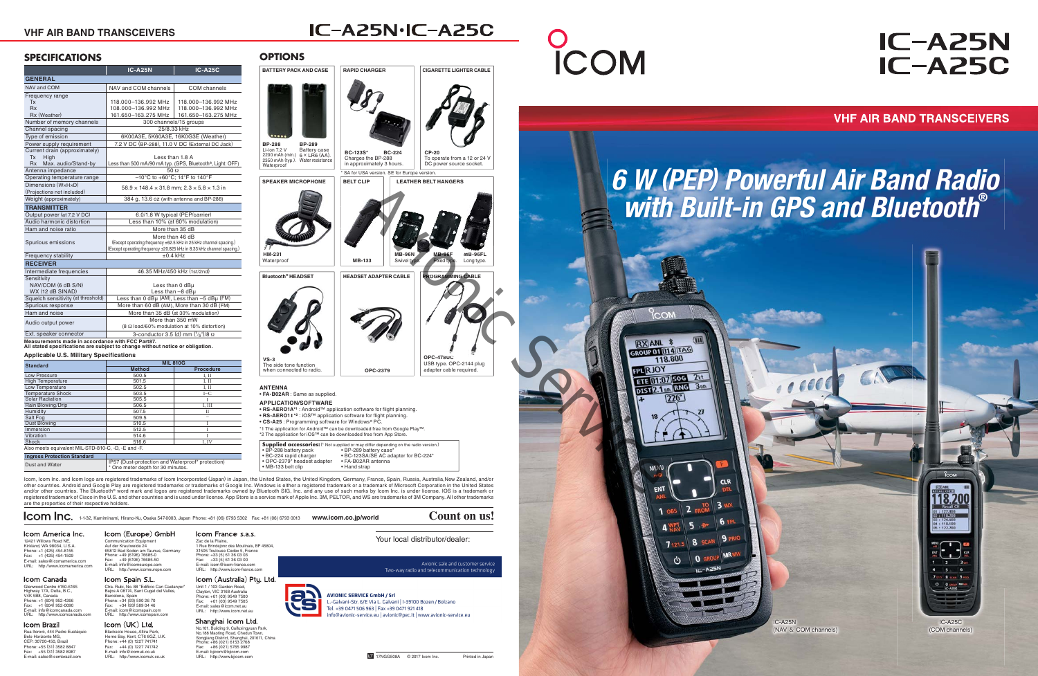# VHF AIR BAND TRANSCEIVERS

# IC-A25N・IC-A25C

## SPECIFICATIONS

| | IC-A25N | IC-A25C |
|---|---|---|
| **GENERAL** | | |
| NAV and COM | NAV and COM channels | COM channels |
| Frequency range<br>Tx<br>Rx<br>Rx (Weather) | 118.000–136.992 MHz<br>108.000–136.992 MHz<br>161.650–163.275 MHz | 118.000–136.992 MHz<br>118.000–136.992 MHz<br>161.650–163.275 MHz |
| Number of memory channels | 300 channels/15 groups | |
| Channel spacing | 25/8.33 kHz | |
| Type of emission | 6K00A3E, 5K60A3E, 16K0G3E (Weather) | |
| Power supply requirement | 7.2 V DC (BP-288), 11.0 V DC (External DC Jack) | |
| Current drain (approximately)<br>Tx High<br>Rx Max. audio/Stand-by | Less than 1.8 A<br>Less than 500 mA/90 mA typ. (GPS, Bluetooth®, Light: OFF) | |
| Antenna impedance | 50 Ω | |
| Operating temperature range | −10°C to +60°C; 14°F to 140°F | |
| Dimensions (W×H×D)<br>(Projections not included) | 58.9 × 148.4 × 31.8 mm; 2.3 × 5.8 × 1.3 in | |
| Weight (approximately) | 384 g, 13.6 oz (with antenna and BP-288) | |
| **TRANSMITTER** | | |
| Output power (at 7.2 V DC) | 6.0/1.8 W typical (PEP/carrier) | |
| Audio harmonic distortion | Less than 10% (at 60% modulation) | |
| Ham and noise ratio | More than 35 dB | |
| Spurious emissions | More than 46 dB<br>(Except operating frequency ±62.5 kHz in 25 kHz channel spacing.)<br>(Except operating frequency ±20.825 kHz in 8.33 kHz channel spacing.) | |
| Frequency stability | ±0.4 kHz | |
| **RECEIVER** | | |
| Intermediate frequencies | 46.35 MHz/450 kHz (1st/2nd) | |
| Sensitivity<br>NAV/COM (6 dB S/N)<br>WX (12 dB SINAD) | Less than 0 dBμ<br>Less than −8 dBμ | |
| Squelch sensitivity (at threshold) | Less than 0 dBμ (AM), Less than −5 dBμ (FM) | |
| Spurious response | More than 60 dB (AM), More than 30 dB (FM) | |
| Ham and noise | More than 35 dB (at 30% modulation) | |
| Audio output power | More than 350 mW<br>(8 Ω load/60% modulation at 10% distortion) | |
| Ext. speaker connector | 3-conductor 3.5 (d) mm (1/8")/8 Ω | |

**Measurements made in accordance with FCC Part87.**
**All stated specifications are subject to change without notice or obligation.**

### Applicable U.S. Military Specifications

| Standard | MIL 810G Method | MIL 810G Procedure |
|---|---|---|
| Low Pressure | 500.5 | I, II |
| High Temperature | 501.5 | I, II |
| Low Temperature | 502.5 | I, II |
| Temperature Shock | 503.5 | I–C |
| Solar Radiation | 505.5 | I |
| Rain Blowing/Drip | 506.5 | I, III |
| Humidity | 507.5 | II |
| Salt Fog | 509.5 | – |
| Dust Blowing | 510.5 | I |
| Immersion | 512.5 | I |
| Vibration | 514.6 | I |
| Shock | 516.6 | I, IV |

Also meets equivalent MIL-STD-810-C, -D, -E and -F.

| Ingress Protection Standard | |
|---|---|
| Dust and Water | IP57 (Dust-protection and Waterproof* protection)<br>* One meter depth for 30 minutes. |

## OPTIONS

**BATTERY PACK AND CASE**
- **BP-288** Li-ion 7.2 V 2200 mAh (min.) 2350 mAh (typ.) Waterproof
- **BP-289** Battery case 6 × LR6 (AA). Water resistance

**RAPID CHARGER**
- **BC-123S\*** **BC-224** Charges the BP-288 in approximately 3 hours.

**CIGARETTE LIGHTER CABLE**
- **CP-20** To operate from a 12 or 24 V DC power source socket.

\* SA for USA version. SE for Europe version.

**SPEAKER MICROPHONE**
- **HM-231** Waterproof

**BELT CLIP**
- **MB-133**

**LEATHER BELT HANGERS**
- **MB-96N** Swivel type.
- **MB-96F** Fixed type.
- **MB-96FL** Long type.

**Bluetooth® HEADSET**
- **VS-3** The side tone function when connected to radio.

**HEADSET ADAPTER CABLE**
- **OPC-2379**

**PROGRAMMING CABLE**
- **OPC-478UC** USB type. OPC-2144 plug adapter cable required.

**ANTENNA**
- **FA-B02AR** : Same as supplied.

**APPLICATION/SOFTWARE**
- **RS-AERO1A\*1** : Android™ application software for flight planning.
- **RS-AERO1I\*2** : iOS™ application software for flight planning.
- **CS-A25** : Programming software for Windows® PC.

\*1 The application for Android™ can be downloaded free from Google Play™.
\*2 The application for iOS™ can be downloaded free from App Store.

**Supplied accessories:** (\* Not supplied or may differ depending on the radio version.)
- BP-288 battery pack
- BC-224 rapid charger
- OPC-2379\* headset adapter
- MB-133 belt clip
- BP-289 battery case\*
- BC-123SA/SE AC adapter for BC-224\*
- FA-B02AR antenna
- Hand strap

Icom, Icom Inc. and Icom logo are registered trademarks of Icom Incorporated (Japan) in Japan, the United States, the United Kingdom, Germany, France, Spain, Russia, Australia,New Zealand, and/or other countries. Android and Google Play are registered trademarks or trademarks of Google Inc. Windows is either a registered trademark or a trademark of Microsoft Corporation in the United States and/or other countries. The Bluetooth® word mark and logos are registered trademarks owned by Bluetooth SIG, Inc. and any use of such marks by Icom Inc. is under license. IOS is a trademark or registered trademark of Cisco in the U.S. and other countries and is used under license. App Store is a service mark of Apple Inc. 3M, PELTOR, and WS are trademarks of 3M Company. All other trademarks are the properties of their respective holders.

**Icom Inc.** 1-1-32, Kamiminami, Hirano-Ku, Osaka 547-0003, Japan Phone: +81 (06) 6793 5302 Fax: +81 (06) 6793 0013 **www.icom.co.jp/world** **Count on us!**

**Icom America Inc.**
12421 Willows Road NE, Kirkland, WA 98034, U.S.A.
Phone: +1 (425) 454-8155
Fax: +1 (425) 454-1509
E-mail: sales@icomamerica.com
URL: http://www.icomamerica.com

**Icom Canada**
Glenwood Centre #150-6165 Highway 17A, Delta, B.C., V4K 5B8, Canada
Phone: +1 (604) 952-4266
Fax: +1 (604) 952-0090
E-mail: info@icomcanada.com
URL: http://www.icomcanada.com

**Icom Brazil**
Rua Itororó, 444 Padre Eustáquio Belo Horizonte MG. CEP: 30720-450, Brazil
Phone: +55 (31) 3582 8847
Fax: +55 (31) 3582 8987
E-mail: sales@icombrazil.com

**Icom (Europe) GmbH**
Communication Equipment
Auf der Krautweide 24
65812 Bad Soden am Taunus, Germany
Phone: +49 (6196) 76685-0
Fax: +49 (6196) 76685-50
E-mail: info@icomeurope.com
URL: http://www.icomeurope.com

**Icom Spain S.L.**
Ctra. Rubí, No. 88 "Edificio Can Castanyer" Bajos A 08174, Sant Cugat del Vallès, Barcelona, Spain
Phone: +34 (93) 590 26 70
Fax: +34 (93) 589 04 46
E-mail: icom@icomspain.com
URL: http://www.icomspain.com

**Icom (UK) Ltd.**
Blacksole House, Altira Park, Herne Bay, Kent, CT6 6GZ, U.K.
Phone: +44 (0) 1227 741741
Fax: +44 (0) 1227 741742
E-mail: info@icomuk.co.uk
URL: http://www.icomuk.co.uk

**Icom France s.a.s.**
Zac de la Plaine, 1 Rue Brindejonc des Moulinais, BP 45804, 31505 Toulouse Cedex 5, France
Phone: +33 (5) 61 36 03 03
Fax: +33 (5) 61 36 03 00
E-mail: icom@icom-france.com
URL: http://www.icom-france.com

**Icom (Australia) Pty. Ltd.**
Unit 1 / 103 Garden Road, Clayton, VIC 3168 Australia
Phone: +61 (03) 9549 7500
Fax: +61 (03) 9549 7505
E-mail: sales@icom.net.au
URL: http://www.icom.net.au

**Shanghai Icom Ltd.**
No.101, Building 9, Caikuangyuan Park, No.188 Maoting Road, Chedun Town, Songjiang District, Shanghai, 201611, China
Phone: +86 (021) 6153 3768
Fax: +86 (021) 5765 3987
E-mail: bjicom@bjicom.com
URL: http://www.bjicom.com

Your local distributor/dealer:

Avionic sale and customer service
Two-way radio and telecommunication technology

**AVIONIC SERVICE GmbH / Srl**
L.-Galvani-Str. 6/E Via L. Galvani | I-39100 Bozen / Bolzano
Tel. +39 0471 506 963 | Fax +39 0471 921 418
info@avionic-service.eu | avionic@pec.it | www.avionic-service.eu

17NGG508A © 2017 Icom Inc. Printed in Japan

# IC-A25N IC-A25C

## VHF AIR BAND TRANSCEIVERS

# *6 W (PEP) Powerful Air Band Radio with Built-in GPS and Bluetooth®*

IC-A25N (NAV & COM channels)

IC-A25C (COM channels)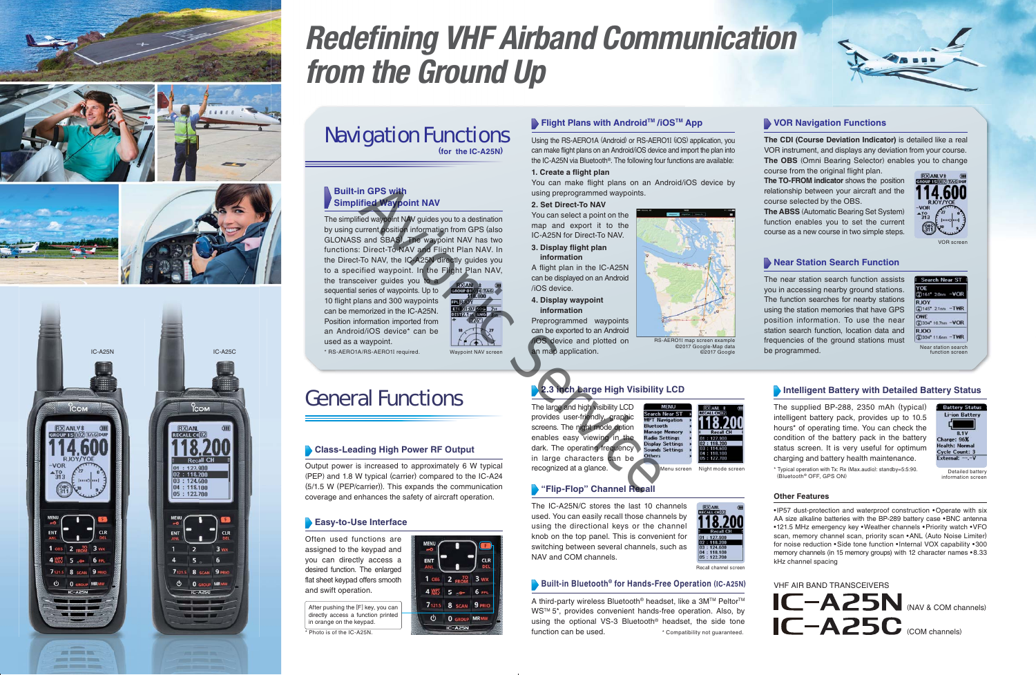# Redefining VHF Airband Communication from the Ground Up

## Navigation Functions
(for the IC-A25N)

### Built-in GPS with Simplified Waypoint NAV

The simplified waypoint NAV guides you to a destination by using current position information from GPS (also GLONASS and SBAS). The waypoint NAV has two functions: Direct-To NAV and Flight Plan NAV. In the Direct-To NAV, the IC-A25N directly guides you to a specified waypoint. In the Flight Plan NAV, the transceiver guides you to a sequential series of waypoints. Up to 10 flight plans and 300 waypoints can be memorized in the IC-A25N. Position information imported from an Android/iOS device* can be used as a waypoint.

* RS-AERO1A/RS-AERO1I required.

Waypoint NAV screen

### Flight Plans with Android™ /iOS™ App

Using the RS-AERO1A (Android) or RS-AERO1I (iOS) application, you can make flight plans on an Android/iOS device and import the plan into the IC-A25N via Bluetooth®. The following four functions are available:

**1. Create a flight plan**
You can make flight plans on an Android/iOS device by using preprogrammed waypoints.

**2. Set Direct-To NAV**
You can select a point on the map and export it to the IC-A25N for Direct-To NAV.

**3. Display flight plan information**
A flight plan in the IC-A25N can be displayed on an Android /iOS device.

**4. Display waypoint information**
Preprogrammed waypoints can be exported to an Android iOS device and plotted on an map application.

RS-AERO1I map screen example
©2017 Google-Map data ©2017 Google

### VOR Navigation Functions

**The CDI (Course Deviation Indicator)** is detailed like a real VOR instrument, and displays any deviation from your course.
**The OBS** (Omni Bearing Selector) enables you to change course from the original flight plan.
**The TO-FROM indicator** shows the position relationship between your aircraft and the course selected by the OBS.
**The ABSS** (Automatic Bearing Set System) function enables you to set the current course as a new course in two simple steps.

VOR screen

### Near Station Search Function

The near station search function assists you in accessing nearby ground stations. The function searches for nearby stations using the station memories that have GPS position information. To use the near station search function, location data and frequencies of the ground stations must be programmed.

Near station search function screen

## General Functions

### Class-Leading High Power RF Output

Output power is increased to approximately 6 W typical (PEP) and 1.8 W typical (carrier) compared to the IC-A24 (5/1.5 W (PEP/carrier)). This expands the communication coverage and enhances the safety of aircraft operation.

### Easy-to-Use Interface

Often used functions are assigned to the keypad and you can directly access a desired function. The enlarged flat sheet keypad offers smooth and swift operation.

After pushing the [F] key, you can directly access a function printed in orange on the keypad.

* Photo is of the IC-A25N.

### 2.3 inch Large High Visibility LCD

The large and high visibility LCD provides user-friendly, graphic screens. The night mode option enables easy viewing in the dark. The operating frequency in large characters can be recognized at a glance.

Menu screen　Night mode screen

### "Flip-Flop" Channel Recall

The IC-A25N/C stores the last 10 channels used. You can easily recall those channels by using the directional keys or the channel knob on the top panel. This is convenient for switching between several channels, such as NAV and COM channels.

Recall channel screen

### Built-in Bluetooth® for Hands-Free Operation (IC-A25N)

A third-party wireless Bluetooth® headset, like a 3M™ Peltor™ WS™ 5*, provides convenient hands-free operation. Also, by using the optional VS-3 Bluetooth® headset, the side tone function can be used.

* Compatibility not guaranteed.

### Intelligent Battery with Detailed Battery Status

The supplied BP-288, 2350 mAh (typical) intelligent battery pack, provides up to 10.5 hours* of operating time. You can check the condition of the battery pack in the battery status screen. It is very useful for optimum charging and battery health maintenance.

* Typical operation with Tx: Rx (Max.audio): standby=5:5:90. (Bluetooth® OFF, GPS ON)

Detailed battery information screen

### Other Features

•IP57 dust-protection and waterproof construction •Operate with six AA size alkaline batteries with the BP-289 battery case •BNC antenna •121.5 MHz emergency key •Weather channels •Priority watch •VFO scan, memory channel scan, priority scan •ANL (Auto Noise Limiter) for noise reduction •Side tone function •Internal VOX capability •300 memory channels (in 15 memory groups) with 12 character names •8.33 kHz channel spacing

VHF AIR BAND TRANSCEIVERS

**IC-A25N** (NAV & COM channels)

**IC-A25C** (COM channels)

IC-A25N　IC-A25C